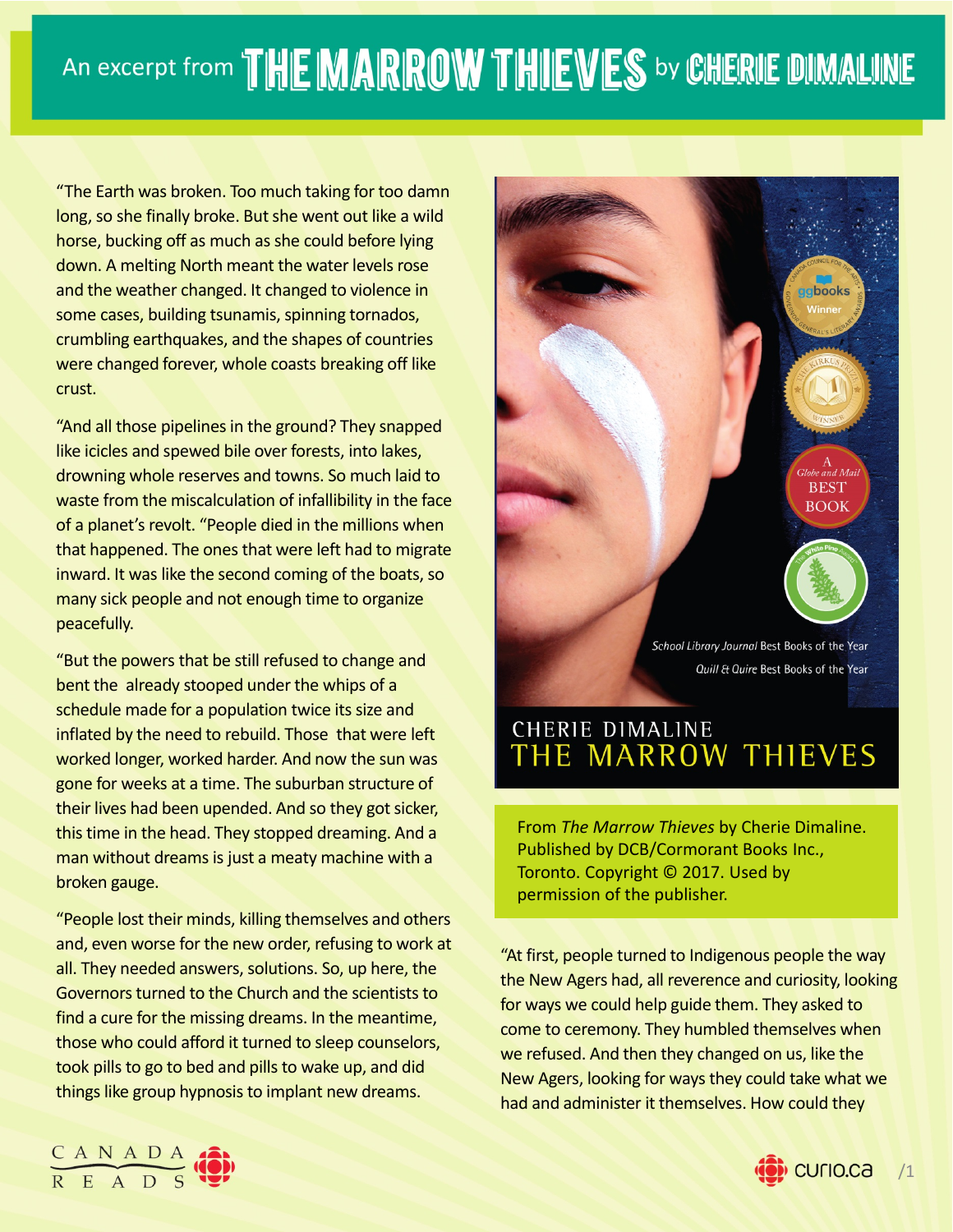# An excerpt from THE MARROW THIEVES by CHERIE DIMALINE

"The Earth was broken. Too much taking for too damn long, so she finally broke. But she went out like a wild horse, bucking off as much as she could before lying down. A melting North meant the water levels rose and the weather changed. It changed to violence in some cases, building tsunamis, spinning tornados, crumbling earthquakes, and the shapes of countries were changed forever, whole coasts breaking off like crust.

"And all those pipelines in the ground? They snapped like icicles and spewed bile over forests, into lakes, drowning whole reserves and towns. So much laid to waste from the miscalculation of infallibility in the face of a planet's revolt. "People died in the millions when that happened. The ones that were left had to migrate inward. It was like the second coming of the boats, so many sick people and not enough time to organize peacefully.

"But the powers that be still refused to change and bent the already stooped under the whips of a schedule made for a population twice its size and inflated by the need to rebuild. Those that were left worked longer, worked harder. And now the sun was gone for weeks at a time. The suburban structure of their lives had been upended. And so they got sicker, this time in the head. They stopped dreaming. And a man without dreams is just a meaty machine with a broken gauge.

"People lost their minds, killing themselves and others and, even worse for the new order, refusing to work at all. They needed answers, solutions. So, up here, the Governors turned to the Church and the scientists to find a cure for the missing dreams. In the meantime, those who could afford it turned to sleep counselors, took pills to go to bed and pills to wake up, and did things like group hypnosis to implant new dreams.

*School Library Journal* Best Books of the Year

*Quill & Quire* Best Books of the Year

CHERIE DIMALINE

THE MARROW THIEVES

From *The Marrow Thieves* by Cherie Dimaline. Published by DCB/Cormorant Books Inc., Toronto. Copyright © 2017. Used by permission of the publisher.

"At first, people turned to Indigenous people the way the New Agers had, all reverence and curiosity, looking for ways we could help guide them. They asked to come to ceremony. They humbled themselves when we refused. And then they changed on us, like the New Agers, looking for ways they could take what we had and administer it themselves. How could they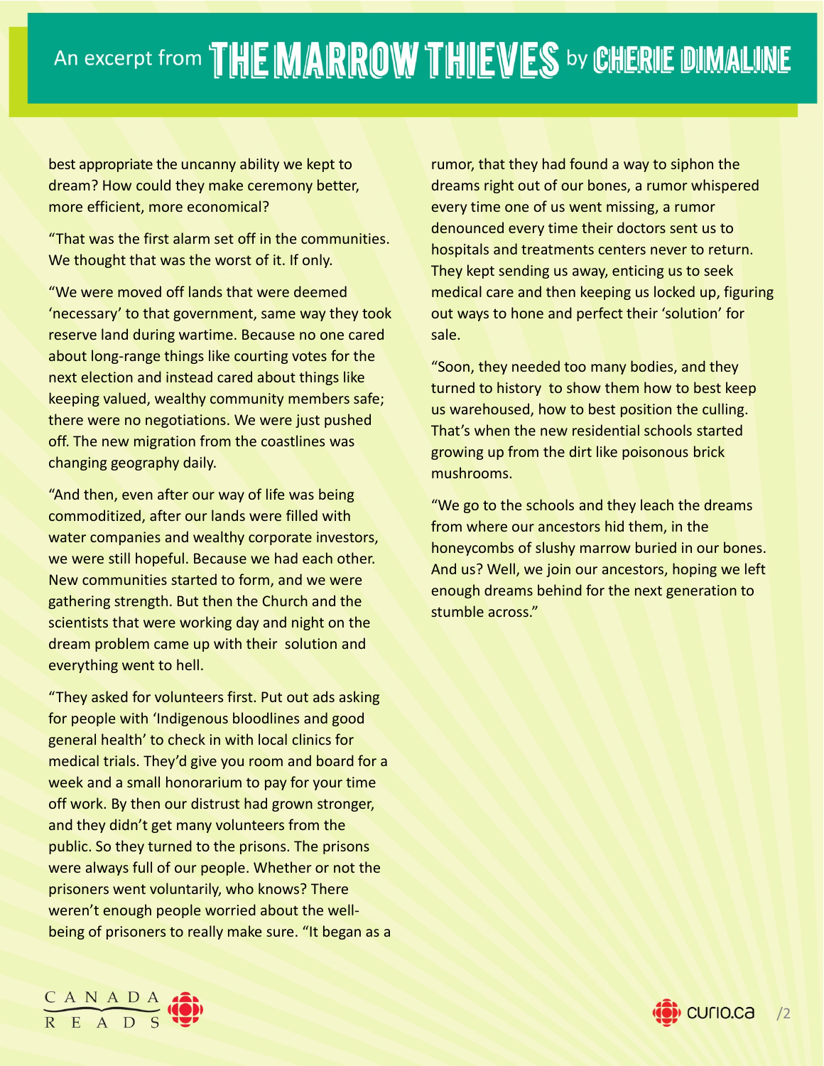best appropriate the uncanny ability we kept to dream? How could they make ceremony better, more efficient, more economical?

"That was the first alarm set off in the communities. We thought that was the worst of it. If only.

"We were moved off lands that were deemed 'necessary' to that government, same way they took reserve land during wartime. Because no one cared about long-range things like courting votes for the next election and instead cared about things like keeping valued, wealthy community members safe; there were no negotiations. We were just pushed off. The new migration from the coastlines was changing geography daily.

"And then, even after our way of life was being commoditized, after our lands were filled with water companies and wealthy corporate investors, we were still hopeful. Because we had each other. New communities started to form, and we were gathering strength. But then the Church and the scientists that were working day and night on the dream problem came up with their solution and everything went to hell.

"They asked for volunteers first. Put out ads asking for people with 'Indigenous bloodlines and good general health' to check in with local clinics for medical trials. They'd give you room and board for a week and a small honorarium to pay for your time off work. By then our distrust had grown stronger, and they didn't get many volunteers from the public. So they turned to the prisons. The prisons were always full of our people. Whether or not the prisoners went voluntarily, who knows? There weren't enough people worried about the well-being of prisoners to really make sure. "It began as a rumor, that they had found a way to siphon the dreams right out of our bones, a rumor whispered every time one of us went missing, a rumor denounced every time their doctors sent us to hospitals and treatments centers never to return. They kept sending us away, enticing us to seek medical care and then keeping us locked up, figuring out ways to hone and perfect their 'solution' for sale.

"Soon, they needed too many bodies, and they turned to history to show them how to best keep us warehoused, how to best position the culling. That's when the new residential schools started growing up from the dirt like poisonous brick mushrooms.

"We go to the schools and they leach the dreams from where our ancestors hid them, in the honeycombs of slushy marrow buried in our bones. And us? Well, we join our ancestors, hoping we left enough dreams behind for the next generation to stumble across."